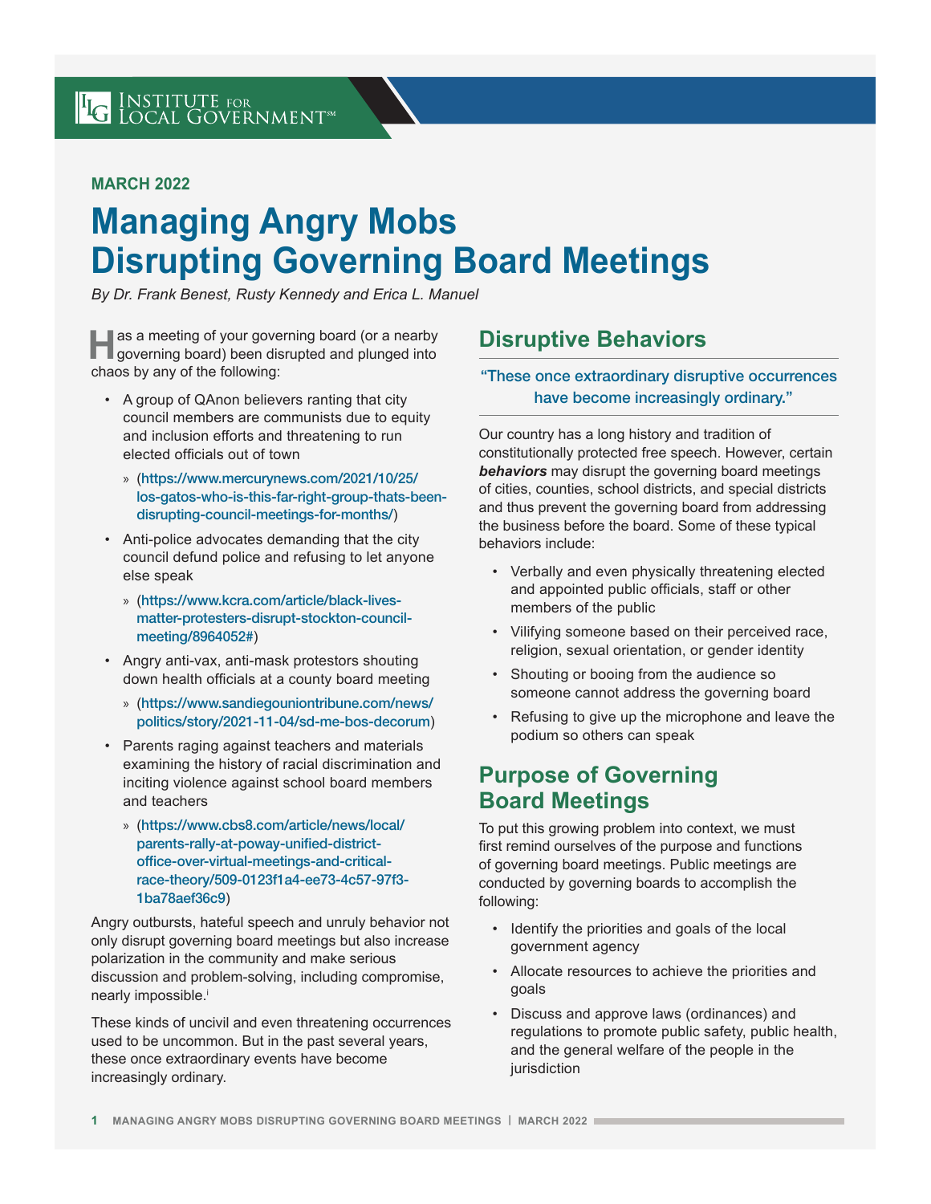INSTITUTE FOR LOCAL GOVERNMENT℠

**MARCH 2022**

# Managing Angry Mobs Disrupting Governing Board Meetings

*By Dr. Frank Benest, Rusty Kennedy and Erica L. Manuel*

Has a meeting of your governing board (or a nearby governing board) been disrupted and plunged into chaos by any of the following:

- A group of QAnon believers ranting that city council members are communists due to equity and inclusion efforts and threatening to run elected officials out of town
  - » (https://www.mercurynews.com/2021/10/25/los-gatos-who-is-this-far-right-group-thats-been-disrupting-council-meetings-for-months/)
- Anti-police advocates demanding that the city council defund police and refusing to let anyone else speak
  - » (https://www.kcra.com/article/black-lives-matter-protesters-disrupt-stockton-council-meeting/8964052#)
- Angry anti-vax, anti-mask protestors shouting down health officials at a county board meeting
  - » (https://www.sandiegouniontribune.com/news/politics/story/2021-11-04/sd-me-bos-decorum)
- Parents raging against teachers and materials examining the history of racial discrimination and inciting violence against school board members and teachers
  - » (https://www.cbs8.com/article/news/local/parents-rally-at-poway-unified-district-office-over-virtual-meetings-and-critical-race-theory/509-0123f1a4-ee73-4c57-97f3-1ba78aef36c9)

Angry outbursts, hateful speech and unruly behavior not only disrupt governing board meetings but also increase polarization in the community and make serious discussion and problem-solving, including compromise, nearly impossible.[i]

These kinds of uncivil and even threatening occurrences used to be uncommon. But in the past several years, these once extraordinary events have become increasingly ordinary.

## Disruptive Behaviors

> "These once extraordinary disruptive occurrences have become increasingly ordinary."

Our country has a long history and tradition of constitutionally protected free speech. However, certain ***behaviors*** may disrupt the governing board meetings of cities, counties, school districts, and special districts and thus prevent the governing board from addressing the business before the board. Some of these typical behaviors include:

- Verbally and even physically threatening elected and appointed public officials, staff or other members of the public
- Vilifying someone based on their perceived race, religion, sexual orientation, or gender identity
- Shouting or booing from the audience so someone cannot address the governing board
- Refusing to give up the microphone and leave the podium so others can speak

## Purpose of Governing Board Meetings

To put this growing problem into context, we must first remind ourselves of the purpose and functions of governing board meetings. Public meetings are conducted by governing boards to accomplish the following:

- Identify the priorities and goals of the local government agency
- Allocate resources to achieve the priorities and goals
- Discuss and approve laws (ordinances) and regulations to promote public safety, public health, and the general welfare of the people in the jurisdiction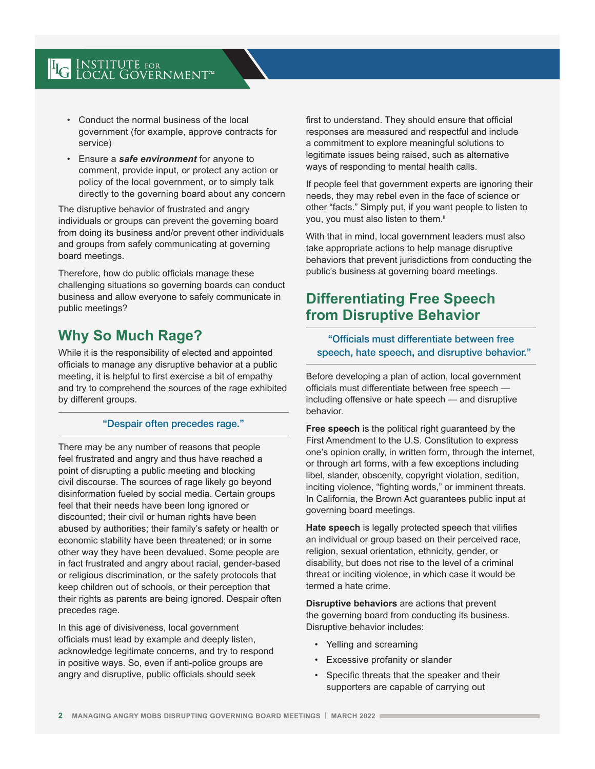- Conduct the normal business of the local government (for example, approve contracts for service)
- Ensure a ***safe environment*** for anyone to comment, provide input, or protect any action or policy of the local government, or to simply talk directly to the governing board about any concern

The disruptive behavior of frustrated and angry individuals or groups can prevent the governing board from doing its business and/or prevent other individuals and groups from safely communicating at governing board meetings.

Therefore, how do public officials manage these challenging situations so governing boards can conduct business and allow everyone to safely communicate in public meetings?

## Why So Much Rage?

While it is the responsibility of elected and appointed officials to manage any disruptive behavior at a public meeting, it is helpful to first exercise a bit of empathy and try to comprehend the sources of the rage exhibited by different groups.

> "Despair often precedes rage."

There may be any number of reasons that people feel frustrated and angry and thus have reached a point of disrupting a public meeting and blocking civil discourse. The sources of rage likely go beyond disinformation fueled by social media. Certain groups feel that their needs have been long ignored or discounted; their civil or human rights have been abused by authorities; their family's safety or health or economic stability have been threatened; or in some other way they have been devalued. Some people are in fact frustrated and angry about racial, gender-based or religious discrimination, or the safety protocols that keep children out of schools, or their perception that their rights as parents are being ignored. Despair often precedes rage.

In this age of divisiveness, local government officials must lead by example and deeply listen, acknowledge legitimate concerns, and try to respond in positive ways. So, even if anti-police groups are angry and disruptive, public officials should seek first to understand. They should ensure that official responses are measured and respectful and include a commitment to explore meaningful solutions to legitimate issues being raised, such as alternative ways of responding to mental health calls.

If people feel that government experts are ignoring their needs, they may rebel even in the face of science or other "facts." Simply put, if you want people to listen to you, you must also listen to them.[ii]

With that in mind, local government leaders must also take appropriate actions to help manage disruptive behaviors that prevent jurisdictions from conducting the public's business at governing board meetings.

## Differentiating Free Speech from Disruptive Behavior

> "Officials must differentiate between free speech, hate speech, and disruptive behavior."

Before developing a plan of action, local government officials must differentiate between free speech — including offensive or hate speech — and disruptive behavior.

**Free speech** is the political right guaranteed by the First Amendment to the U.S. Constitution to express one's opinion orally, in written form, through the internet, or through art forms, with a few exceptions including libel, slander, obscenity, copyright violation, sedition, inciting violence, "fighting words," or imminent threats. In California, the Brown Act guarantees public input at governing board meetings.

**Hate speech** is legally protected speech that vilifies an individual or group based on their perceived race, religion, sexual orientation, ethnicity, gender, or disability, but does not rise to the level of a criminal threat or inciting violence, in which case it would be termed a hate crime.

**Disruptive behaviors** are actions that prevent the governing board from conducting its business. Disruptive behavior includes:

- Yelling and screaming
- Excessive profanity or slander
- Specific threats that the speaker and their supporters are capable of carrying out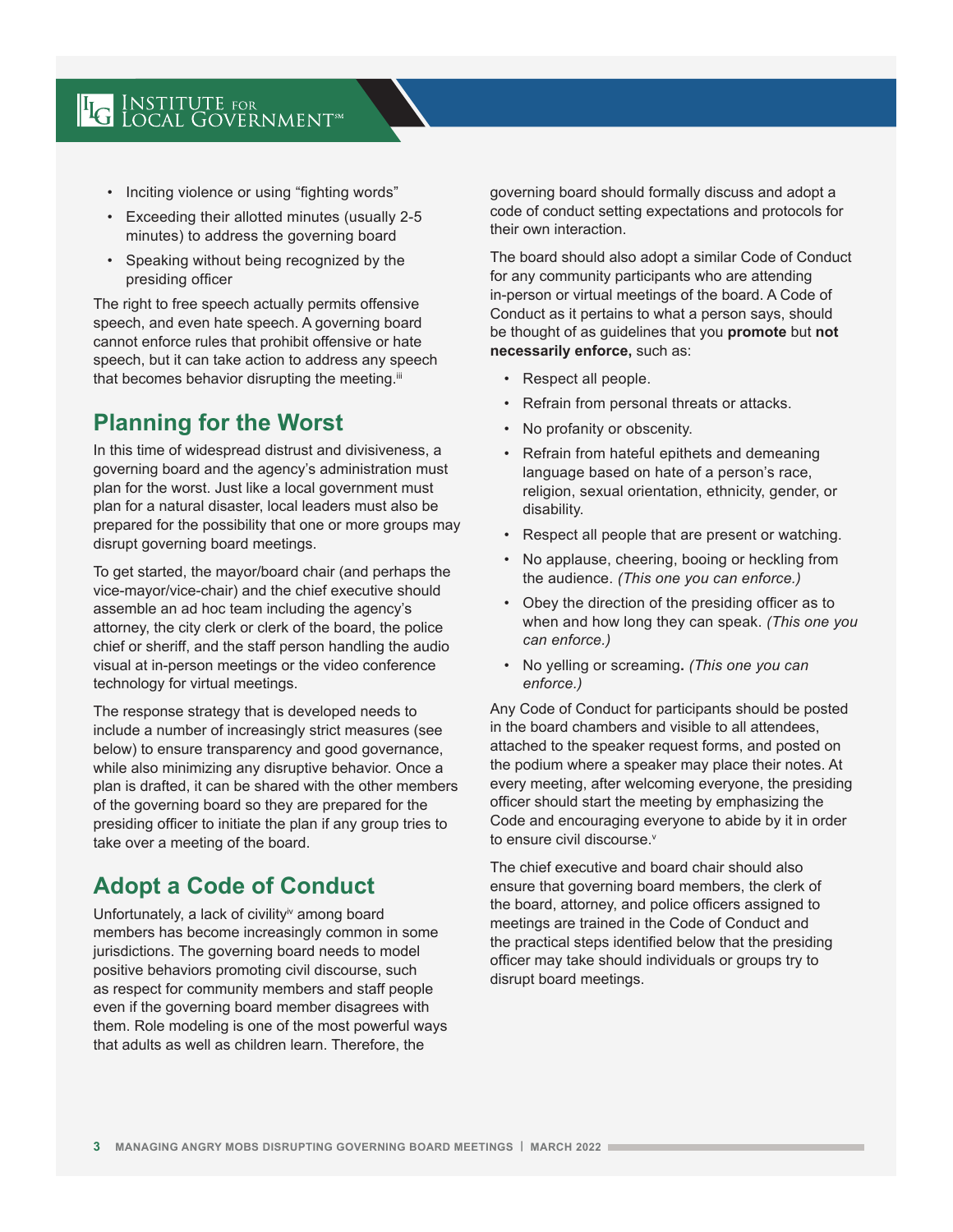- Inciting violence or using "fighting words"
- Exceeding their allotted minutes (usually 2-5 minutes) to address the governing board
- Speaking without being recognized by the presiding officer

The right to free speech actually permits offensive speech, and even hate speech. A governing board cannot enforce rules that prohibit offensive or hate speech, but it can take action to address any speech that becomes behavior disrupting the meeting.[iii]

## Planning for the Worst

In this time of widespread distrust and divisiveness, a governing board and the agency's administration must plan for the worst. Just like a local government must plan for a natural disaster, local leaders must also be prepared for the possibility that one or more groups may disrupt governing board meetings.

To get started, the mayor/board chair (and perhaps the vice-mayor/vice-chair) and the chief executive should assemble an ad hoc team including the agency's attorney, the city clerk or clerk of the board, the police chief or sheriff, and the staff person handling the audio visual at in-person meetings or the video conference technology for virtual meetings.

The response strategy that is developed needs to include a number of increasingly strict measures (see below) to ensure transparency and good governance, while also minimizing any disruptive behavior. Once a plan is drafted, it can be shared with the other members of the governing board so they are prepared for the presiding officer to initiate the plan if any group tries to take over a meeting of the board.

## Adopt a Code of Conduct

Unfortunately, a lack of civility[iv] among board members has become increasingly common in some jurisdictions. The governing board needs to model positive behaviors promoting civil discourse, such as respect for community members and staff people even if the governing board member disagrees with them. Role modeling is one of the most powerful ways that adults as well as children learn. Therefore, the governing board should formally discuss and adopt a code of conduct setting expectations and protocols for their own interaction.

The board should also adopt a similar Code of Conduct for any community participants who are attending in-person or virtual meetings of the board. A Code of Conduct as it pertains to what a person says, should be thought of as guidelines that you **promote** but **not necessarily enforce,** such as:

- Respect all people.
- Refrain from personal threats or attacks.
- No profanity or obscenity.
- Refrain from hateful epithets and demeaning language based on hate of a person's race, religion, sexual orientation, ethnicity, gender, or disability.
- Respect all people that are present or watching.
- No applause, cheering, booing or heckling from the audience. *(This one you can enforce.)*
- Obey the direction of the presiding officer as to when and how long they can speak. *(This one you can enforce.)*
- No yelling or screaming**.** *(This one you can enforce.)*

Any Code of Conduct for participants should be posted in the board chambers and visible to all attendees, attached to the speaker request forms, and posted on the podium where a speaker may place their notes. At every meeting, after welcoming everyone, the presiding officer should start the meeting by emphasizing the Code and encouraging everyone to abide by it in order to ensure civil discourse.[v]

The chief executive and board chair should also ensure that governing board members, the clerk of the board, attorney, and police officers assigned to meetings are trained in the Code of Conduct and the practical steps identified below that the presiding officer may take should individuals or groups try to disrupt board meetings.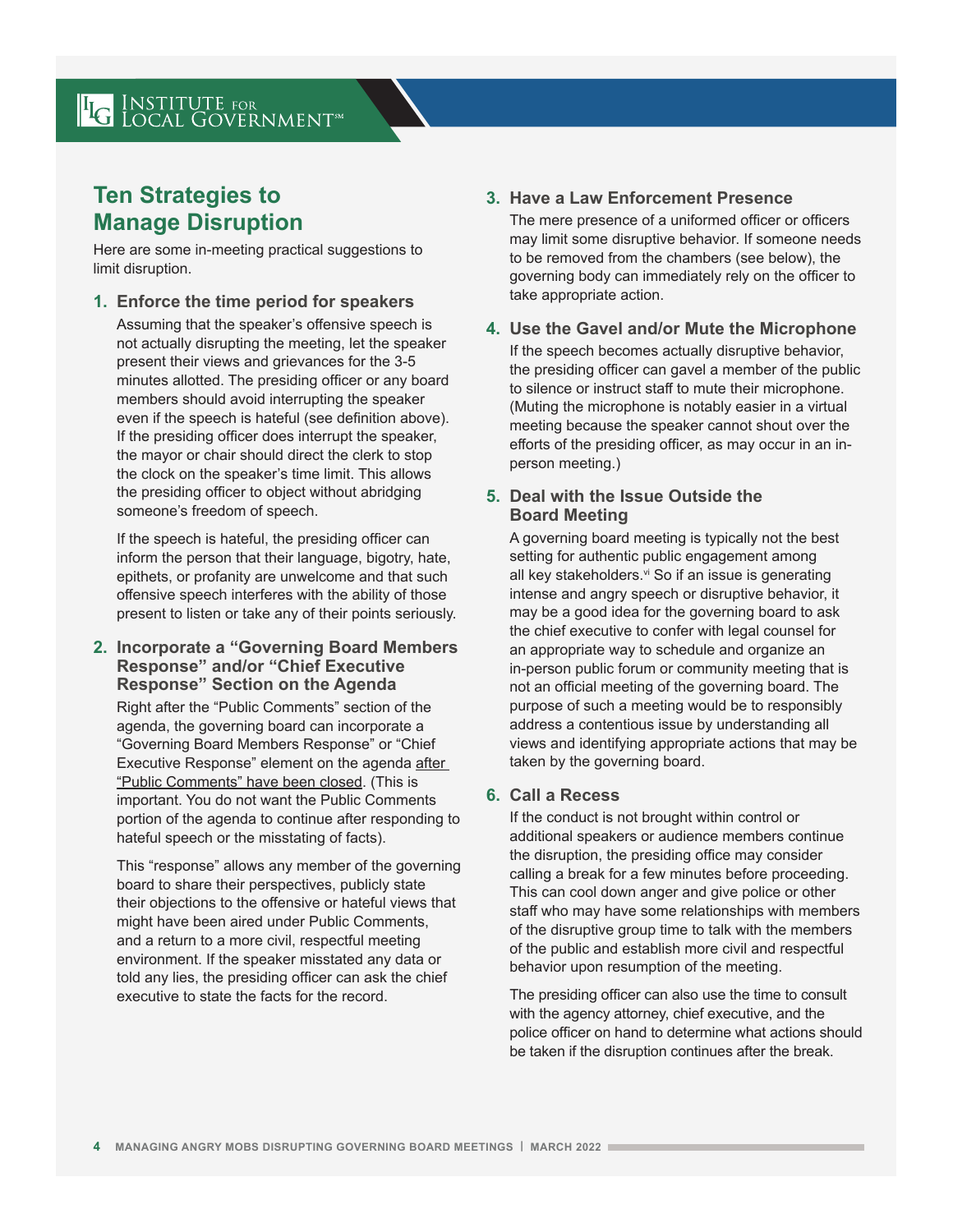## Ten Strategies to Manage Disruption

Here are some in-meeting practical suggestions to limit disruption.

1. **Enforce the time period for speakers**

   Assuming that the speaker's offensive speech is not actually disrupting the meeting, let the speaker present their views and grievances for the 3-5 minutes allotted. The presiding officer or any board members should avoid interrupting the speaker even if the speech is hateful (see definition above). If the presiding officer does interrupt the speaker, the mayor or chair should direct the clerk to stop the clock on the speaker's time limit. This allows the presiding officer to object without abridging someone's freedom of speech.

   If the speech is hateful, the presiding officer can inform the person that their language, bigotry, hate, epithets, or profanity are unwelcome and that such offensive speech interferes with the ability of those present to listen or take any of their points seriously.

2. **Incorporate a "Governing Board Members Response" and/or "Chief Executive Response" Section on the Agenda**

   Right after the "Public Comments" section of the agenda, the governing board can incorporate a "Governing Board Members Response" or "Chief Executive Response" element on the agenda after "Public Comments" have been closed. (This is important. You do not want the Public Comments portion of the agenda to continue after responding to hateful speech or the misstating of facts).

   This "response" allows any member of the governing board to share their perspectives, publicly state their objections to the offensive or hateful views that might have been aired under Public Comments, and a return to a more civil, respectful meeting environment. If the speaker misstated any data or told any lies, the presiding officer can ask the chief executive to state the facts for the record.

3. **Have a Law Enforcement Presence**

   The mere presence of a uniformed officer or officers may limit some disruptive behavior. If someone needs to be removed from the chambers (see below), the governing body can immediately rely on the officer to take appropriate action.

4. **Use the Gavel and/or Mute the Microphone**

   If the speech becomes actually disruptive behavior, the presiding officer can gavel a member of the public to silence or instruct staff to mute their microphone. (Muting the microphone is notably easier in a virtual meeting because the speaker cannot shout over the efforts of the presiding officer, as may occur in an in-person meeting.)

5. **Deal with the Issue Outside the Board Meeting**

   A governing board meeting is typically not the best setting for authentic public engagement among all key stakeholders.[vi] So if an issue is generating intense and angry speech or disruptive behavior, it may be a good idea for the governing board to ask the chief executive to confer with legal counsel for an appropriate way to schedule and organize an in-person public forum or community meeting that is not an official meeting of the governing board. The purpose of such a meeting would be to responsibly address a contentious issue by understanding all views and identifying appropriate actions that may be taken by the governing board.

6. **Call a Recess**

   If the conduct is not brought within control or additional speakers or audience members continue the disruption, the presiding office may consider calling a break for a few minutes before proceeding. This can cool down anger and give police or other staff who may have some relationships with members of the disruptive group time to talk with the members of the public and establish more civil and respectful behavior upon resumption of the meeting.

   The presiding officer can also use the time to consult with the agency attorney, chief executive, and the police officer on hand to determine what actions should be taken if the disruption continues after the break.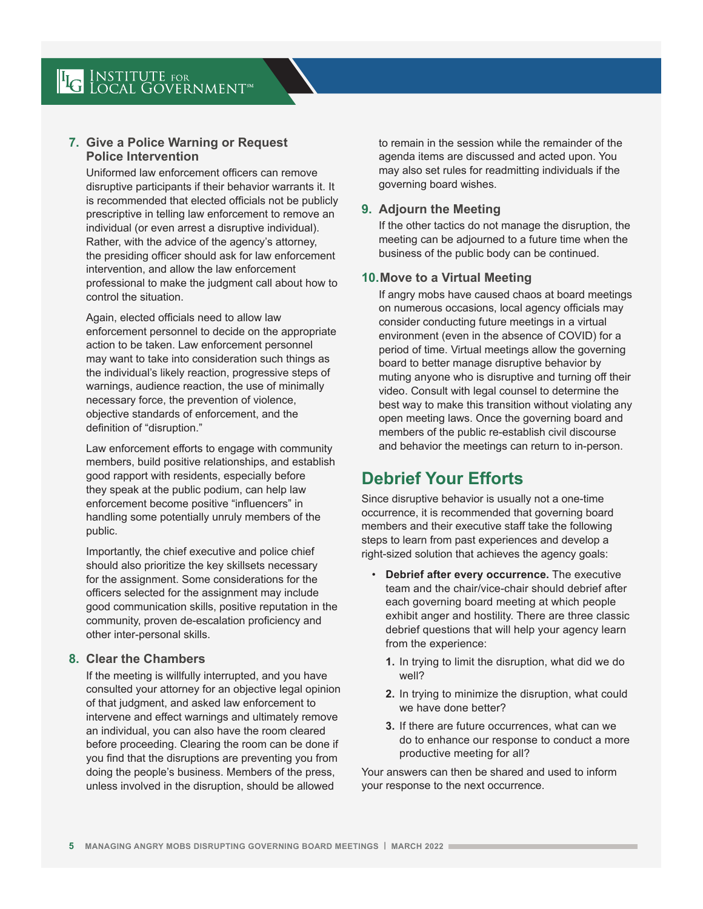### 7. Give a Police Warning or Request Police Intervention

Uniformed law enforcement officers can remove disruptive participants if their behavior warrants it. It is recommended that elected officials not be publicly prescriptive in telling law enforcement to remove an individual (or even arrest a disruptive individual). Rather, with the advice of the agency's attorney, the presiding officer should ask for law enforcement intervention, and allow the law enforcement professional to make the judgment call about how to control the situation.

Again, elected officials need to allow law enforcement personnel to decide on the appropriate action to be taken. Law enforcement personnel may want to take into consideration such things as the individual's likely reaction, progressive steps of warnings, audience reaction, the use of minimally necessary force, the prevention of violence, objective standards of enforcement, and the definition of "disruption."

Law enforcement efforts to engage with community members, build positive relationships, and establish good rapport with residents, especially before they speak at the public podium, can help law enforcement become positive "influencers" in handling some potentially unruly members of the public.

Importantly, the chief executive and police chief should also prioritize the key skillsets necessary for the assignment. Some considerations for the officers selected for the assignment may include good communication skills, positive reputation in the community, proven de-escalation proficiency and other inter-personal skills.

### 8. Clear the Chambers

If the meeting is willfully interrupted, and you have consulted your attorney for an objective legal opinion of that judgment, and asked law enforcement to intervene and effect warnings and ultimately remove an individual, you can also have the room cleared before proceeding. Clearing the room can be done if you find that the disruptions are preventing you from doing the people's business. Members of the press, unless involved in the disruption, should be allowed to remain in the session while the remainder of the agenda items are discussed and acted upon. You may also set rules for readmitting individuals if the governing board wishes.

### 9. Adjourn the Meeting

If the other tactics do not manage the disruption, the meeting can be adjourned to a future time when the business of the public body can be continued.

### 10. Move to a Virtual Meeting

If angry mobs have caused chaos at board meetings on numerous occasions, local agency officials may consider conducting future meetings in a virtual environment (even in the absence of COVID) for a period of time. Virtual meetings allow the governing board to better manage disruptive behavior by muting anyone who is disruptive and turning off their video. Consult with legal counsel to determine the best way to make this transition without violating any open meeting laws. Once the governing board and members of the public re-establish civil discourse and behavior the meetings can return to in-person.

## Debrief Your Efforts

Since disruptive behavior is usually not a one-time occurrence, it is recommended that governing board members and their executive staff take the following steps to learn from past experiences and develop a right-sized solution that achieves the agency goals:

- **Debrief after every occurrence.** The executive team and the chair/vice-chair should debrief after each governing board meeting at which people exhibit anger and hostility. There are three classic debrief questions that will help your agency learn from the experience:
  1. In trying to limit the disruption, what did we do well?
  2. In trying to minimize the disruption, what could we have done better?
  3. If there are future occurrences, what can we do to enhance our response to conduct a more productive meeting for all?

Your answers can then be shared and used to inform your response to the next occurrence.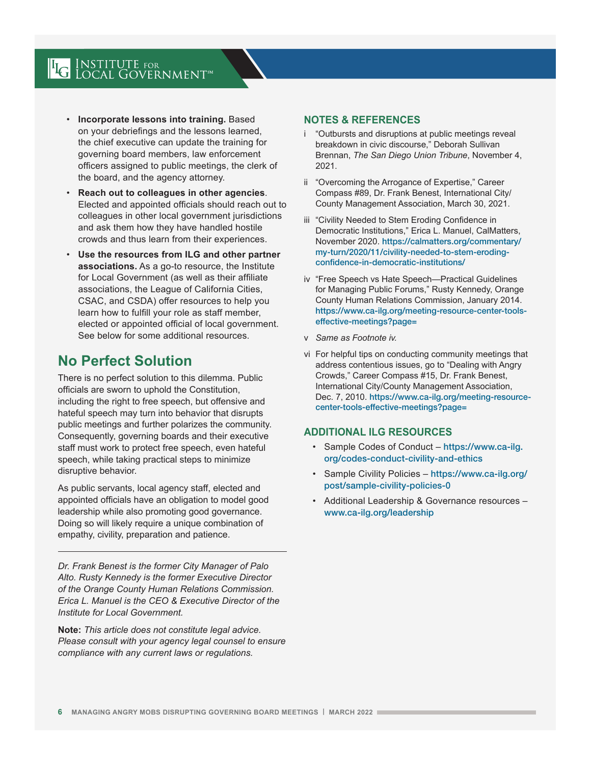- **Incorporate lessons into training.** Based on your debriefings and the lessons learned, the chief executive can update the training for governing board members, law enforcement officers assigned to public meetings, the clerk of the board, and the agency attorney.
- **Reach out to colleagues in other agencies**. Elected and appointed officials should reach out to colleagues in other local government jurisdictions and ask them how they have handled hostile crowds and thus learn from their experiences.
- **Use the resources from ILG and other partner associations.** As a go-to resource, the Institute for Local Government (as well as their affiliate associations, the League of California Cities, CSAC, and CSDA) offer resources to help you learn how to fulfill your role as staff member, elected or appointed official of local government. See below for some additional resources.

## No Perfect Solution

There is no perfect solution to this dilemma. Public officials are sworn to uphold the Constitution, including the right to free speech, but offensive and hateful speech may turn into behavior that disrupts public meetings and further polarizes the community. Consequently, governing boards and their executive staff must work to protect free speech, even hateful speech, while taking practical steps to minimize disruptive behavior.

As public servants, local agency staff, elected and appointed officials have an obligation to model good leadership while also promoting good governance. Doing so will likely require a unique combination of empathy, civility, preparation and patience.

---

*Dr. Frank Benest is the former City Manager of Palo Alto. Rusty Kennedy is the former Executive Director of the Orange County Human Relations Commission. Erica L. Manuel is the CEO & Executive Director of the Institute for Local Government.*

**Note:** *This article does not constitute legal advice. Please consult with your agency legal counsel to ensure compliance with any current laws or regulations.*

### NOTES & REFERENCES

i “Outbursts and disruptions at public meetings reveal breakdown in civic discourse,” Deborah Sullivan Brennan, *The San Diego Union Tribune*, November 4, 2021.

ii “Overcoming the Arrogance of Expertise,” Career Compass #89, Dr. Frank Benest, International City/County Management Association, March 30, 2021.

iii “Civility Needed to Stem Eroding Confidence in Democratic Institutions,” Erica L. Manuel, CalMatters, November 2020. https://calmatters.org/commentary/my-turn/2020/11/civility-needed-to-stem-eroding-confidence-in-democratic-institutions/

iv “Free Speech vs Hate Speech—Practical Guidelines for Managing Public Forums,” Rusty Kennedy, Orange County Human Relations Commission, January 2014. https://www.ca-ilg.org/meeting-resource-center-tools-effective-meetings?page=

v *Same as Footnote iv.*

vi For helpful tips on conducting community meetings that address contentious issues, go to “Dealing with Angry Crowds,” Career Compass #15, Dr. Frank Benest, International City/County Management Association, Dec. 7, 2010. https://www.ca-ilg.org/meeting-resource-center-tools-effective-meetings?page=

### ADDITIONAL ILG RESOURCES

- Sample Codes of Conduct – https://www.ca-ilg.org/codes-conduct-civility-and-ethics
- Sample Civility Policies – https://www.ca-ilg.org/post/sample-civility-policies-0
- Additional Leadership & Governance resources – www.ca-ilg.org/leadership